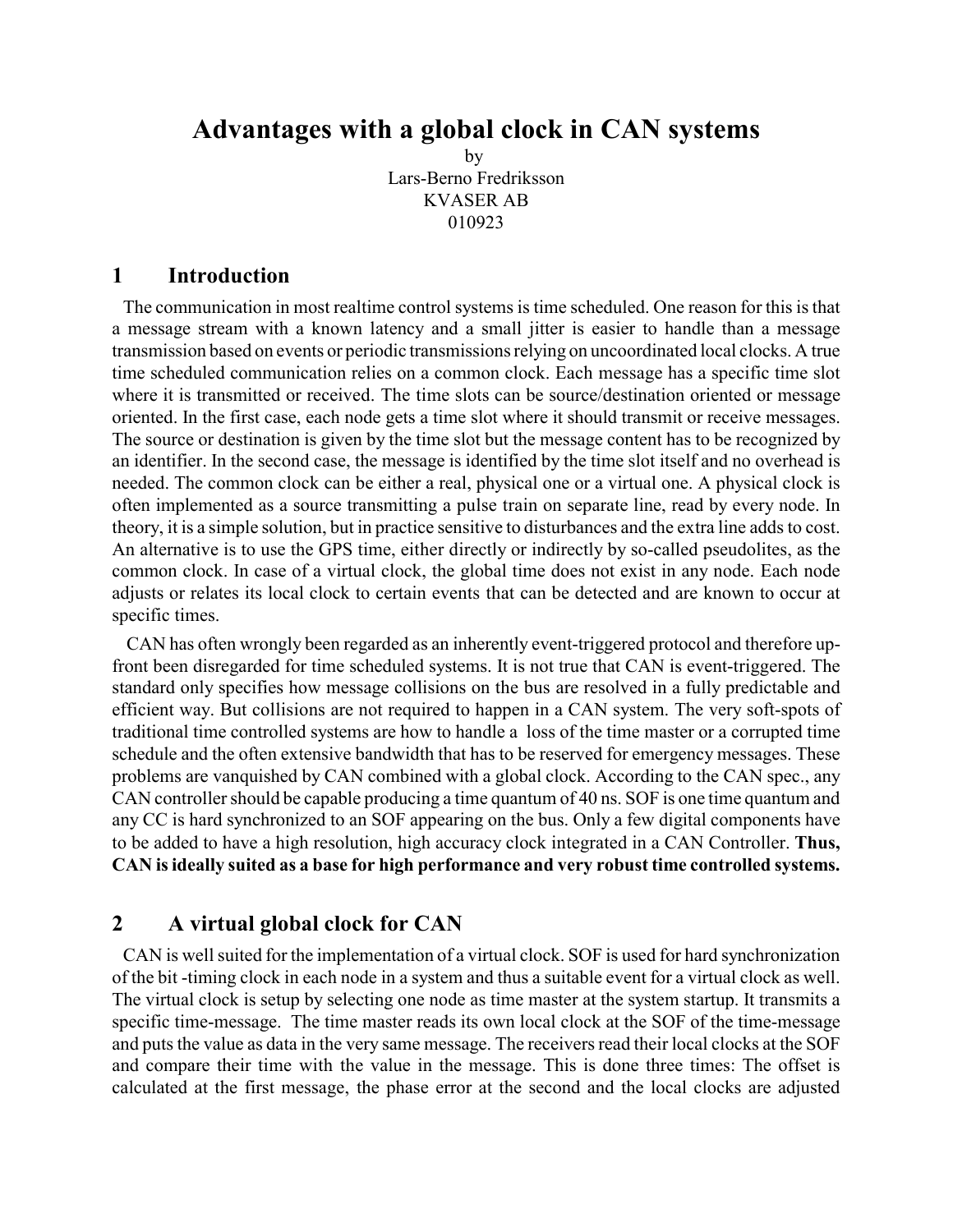# Advantages with a global clock in CAN systems

by
Lars-Berno Fredriksson
KVASER AB
010923

## 1 Introduction

The communication in most realtime control systems is time scheduled. One reason for this is that a message stream with a known latency and a small jitter is easier to handle than a message transmission based on events or periodic transmissions relying on uncoordinated local clocks. A true time scheduled communication relies on a common clock. Each message has a specific time slot where it is transmitted or received. The time slots can be source/destination oriented or message oriented. In the first case, each node gets a time slot where it should transmit or receive messages. The source or destination is given by the time slot but the message content has to be recognized by an identifier. In the second case, the message is identified by the time slot itself and no overhead is needed. The common clock can be either a real, physical one or a virtual one. A physical clock is often implemented as a source transmitting a pulse train on separate line, read by every node. In theory, it is a simple solution, but in practice sensitive to disturbances and the extra line adds to cost. An alternative is to use the GPS time, either directly or indirectly by so-called pseudolites, as the common clock. In case of a virtual clock, the global time does not exist in any node. Each node adjusts or relates its local clock to certain events that can be detected and are known to occur at specific times.

CAN has often wrongly been regarded as an inherently event-triggered protocol and therefore up-front been disregarded for time scheduled systems. It is not true that CAN is event-triggered. The standard only specifies how message collisions on the bus are resolved in a fully predictable and efficient way. But collisions are not required to happen in a CAN system. The very soft-spots of traditional time controlled systems are how to handle a loss of the time master or a corrupted time schedule and the often extensive bandwidth that has to be reserved for emergency messages. These problems are vanquished by CAN combined with a global clock. According to the CAN spec., any CAN controller should be capable producing a time quantum of 40 ns. SOF is one time quantum and any CC is hard synchronized to an SOF appearing on the bus. Only a few digital components have to be added to have a high resolution, high accuracy clock integrated in a CAN Controller. **Thus, CAN is ideally suited as a base for high performance and very robust time controlled systems.**

## 2 A virtual global clock for CAN

CAN is well suited for the implementation of a virtual clock. SOF is used for hard synchronization of the bit -timing clock in each node in a system and thus a suitable event for a virtual clock as well. The virtual clock is setup by selecting one node as time master at the system startup. It transmits a specific time-message. The time master reads its own local clock at the SOF of the time-message and puts the value as data in the very same message. The receivers read their local clocks at the SOF and compare their time with the value in the message. This is done three times: The offset is calculated at the first message, the phase error at the second and the local clocks are adjusted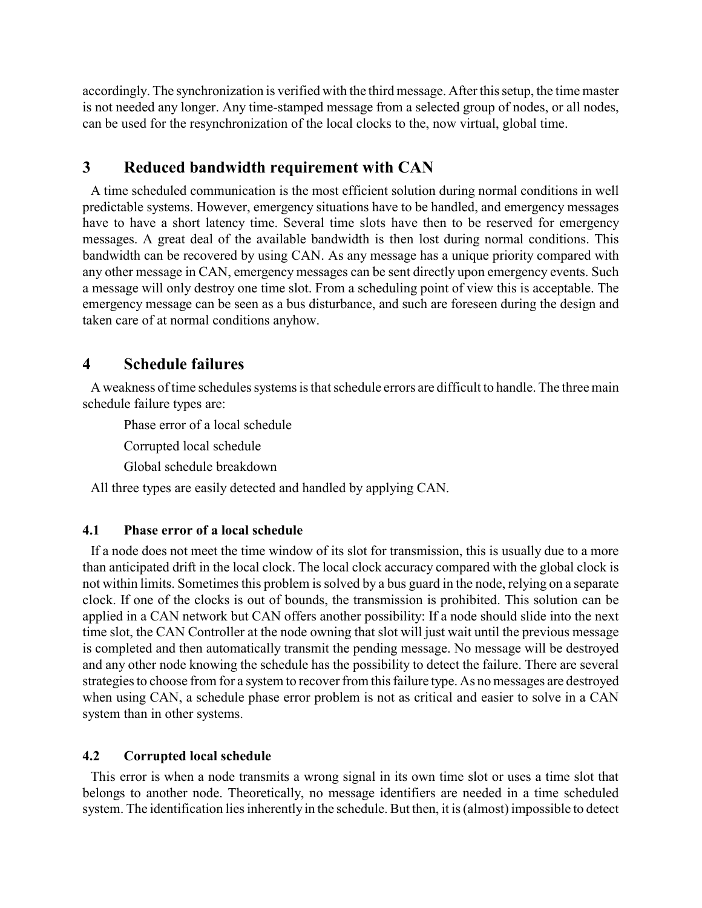accordingly. The synchronization is verified with the third message. After this setup, the time master is not needed any longer. Any time-stamped message from a selected group of nodes, or all nodes, can be used for the resynchronization of the local clocks to the, now virtual, global time.

## 3 Reduced bandwidth requirement with CAN

A time scheduled communication is the most efficient solution during normal conditions in well predictable systems. However, emergency situations have to be handled, and emergency messages have to have a short latency time. Several time slots have then to be reserved for emergency messages. A great deal of the available bandwidth is then lost during normal conditions. This bandwidth can be recovered by using CAN. As any message has a unique priority compared with any other message in CAN, emergency messages can be sent directly upon emergency events. Such a message will only destroy one time slot. From a scheduling point of view this is acceptable. The emergency message can be seen as a bus disturbance, and such are foreseen during the design and taken care of at normal conditions anyhow.

## 4 Schedule failures

A weakness of time schedules systems is that schedule errors are difficult to handle. The three main schedule failure types are:

- Phase error of a local schedule
- Corrupted local schedule
- Global schedule breakdown

All three types are easily detected and handled by applying CAN.

### 4.1 Phase error of a local schedule

If a node does not meet the time window of its slot for transmission, this is usually due to a more than anticipated drift in the local clock. The local clock accuracy compared with the global clock is not within limits. Sometimes this problem is solved by a bus guard in the node, relying on a separate clock. If one of the clocks is out of bounds, the transmission is prohibited. This solution can be applied in a CAN network but CAN offers another possibility: If a node should slide into the next time slot, the CAN Controller at the node owning that slot will just wait until the previous message is completed and then automatically transmit the pending message. No message will be destroyed and any other node knowing the schedule has the possibility to detect the failure. There are several strategies to choose from for a system to recover from this failure type. As no messages are destroyed when using CAN, a schedule phase error problem is not as critical and easier to solve in a CAN system than in other systems.

### 4.2 Corrupted local schedule

This error is when a node transmits a wrong signal in its own time slot or uses a time slot that belongs to another node. Theoretically, no message identifiers are needed in a time scheduled system. The identification lies inherently in the schedule. But then, it is (almost) impossible to detect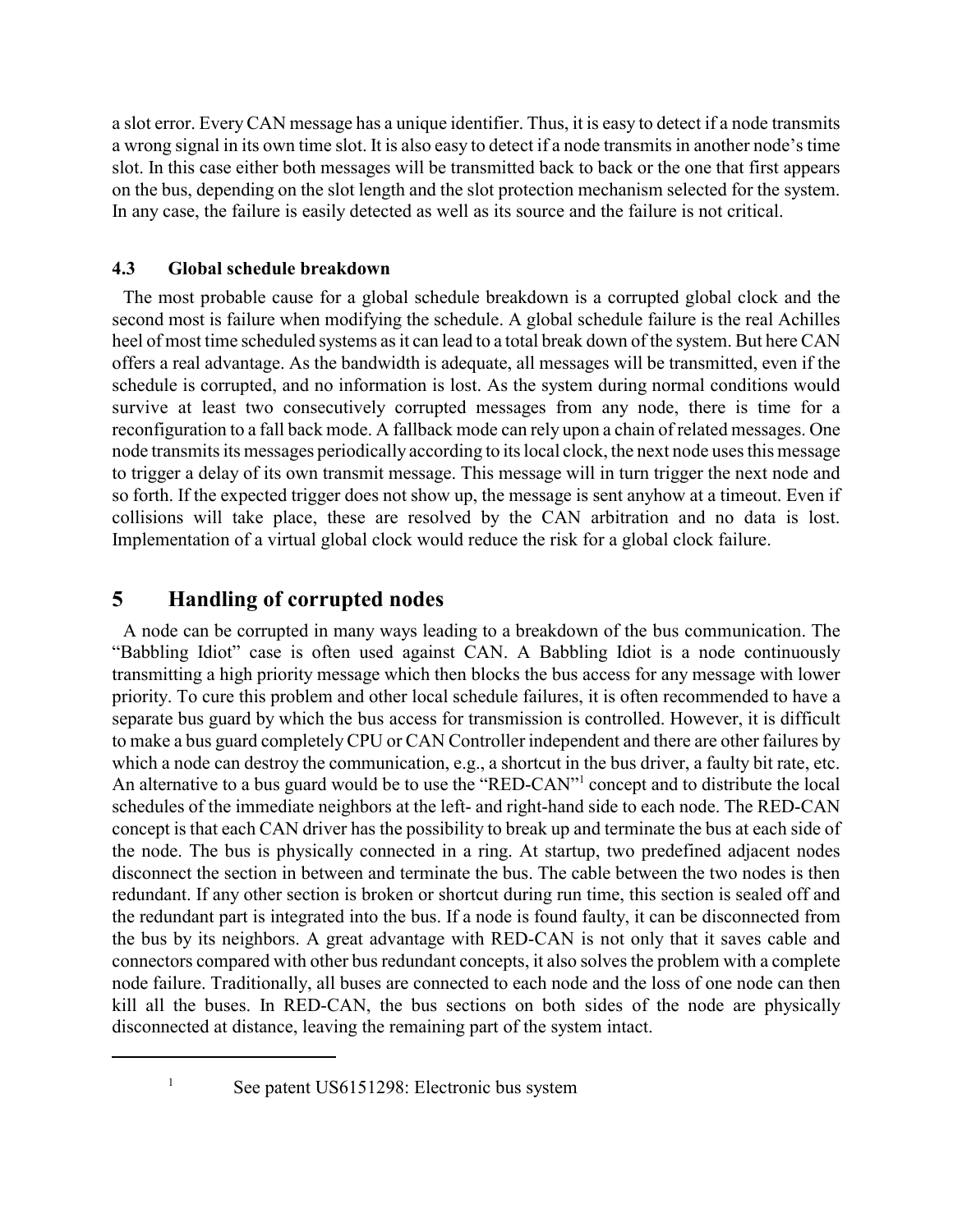a slot error. Every CAN message has a unique identifier. Thus, it is easy to detect if a node transmits a wrong signal in its own time slot. It is also easy to detect if a node transmits in another node's time slot. In this case either both messages will be transmitted back to back or the one that first appears on the bus, depending on the slot length and the slot protection mechanism selected for the system. In any case, the failure is easily detected as well as its source and the failure is not critical.

### 4.3 Global schedule breakdown

The most probable cause for a global schedule breakdown is a corrupted global clock and the second most is failure when modifying the schedule. A global schedule failure is the real Achilles heel of most time scheduled systems as it can lead to a total break down of the system. But here CAN offers a real advantage. As the bandwidth is adequate, all messages will be transmitted, even if the schedule is corrupted, and no information is lost. As the system during normal conditions would survive at least two consecutively corrupted messages from any node, there is time for a reconfiguration to a fall back mode. A fallback mode can rely upon a chain of related messages. One node transmits its messages periodically according to its local clock, the next node uses this message to trigger a delay of its own transmit message. This message will in turn trigger the next node and so forth. If the expected trigger does not show up, the message is sent anyhow at a timeout. Even if collisions will take place, these are resolved by the CAN arbitration and no data is lost. Implementation of a virtual global clock would reduce the risk for a global clock failure.

## 5 Handling of corrupted nodes

A node can be corrupted in many ways leading to a breakdown of the bus communication. The "Babbling Idiot" case is often used against CAN. A Babbling Idiot is a node continuously transmitting a high priority message which then blocks the bus access for any message with lower priority. To cure this problem and other local schedule failures, it is often recommended to have a separate bus guard by which the bus access for transmission is controlled. However, it is difficult to make a bus guard completely CPU or CAN Controller independent and there are other failures by which a node can destroy the communication, e.g., a shortcut in the bus driver, a faulty bit rate, etc. An alternative to a bus guard would be to use the "RED-CAN"[1] concept and to distribute the local schedules of the immediate neighbors at the left- and right-hand side to each node. The RED-CAN concept is that each CAN driver has the possibility to break up and terminate the bus at each side of the node. The bus is physically connected in a ring. At startup, two predefined adjacent nodes disconnect the section in between and terminate the bus. The cable between the two nodes is then redundant. If any other section is broken or shortcut during run time, this section is sealed off and the redundant part is integrated into the bus. If a node is found faulty, it can be disconnected from the bus by its neighbors. A great advantage with RED-CAN is not only that it saves cable and connectors compared with other bus redundant concepts, it also solves the problem with a complete node failure. Traditionally, all buses are connected to each node and the loss of one node can then kill all the buses. In RED-CAN, the bus sections on both sides of the node are physically disconnected at distance, leaving the remaining part of the system intact.

---

[1] See patent US6151298: Electronic bus system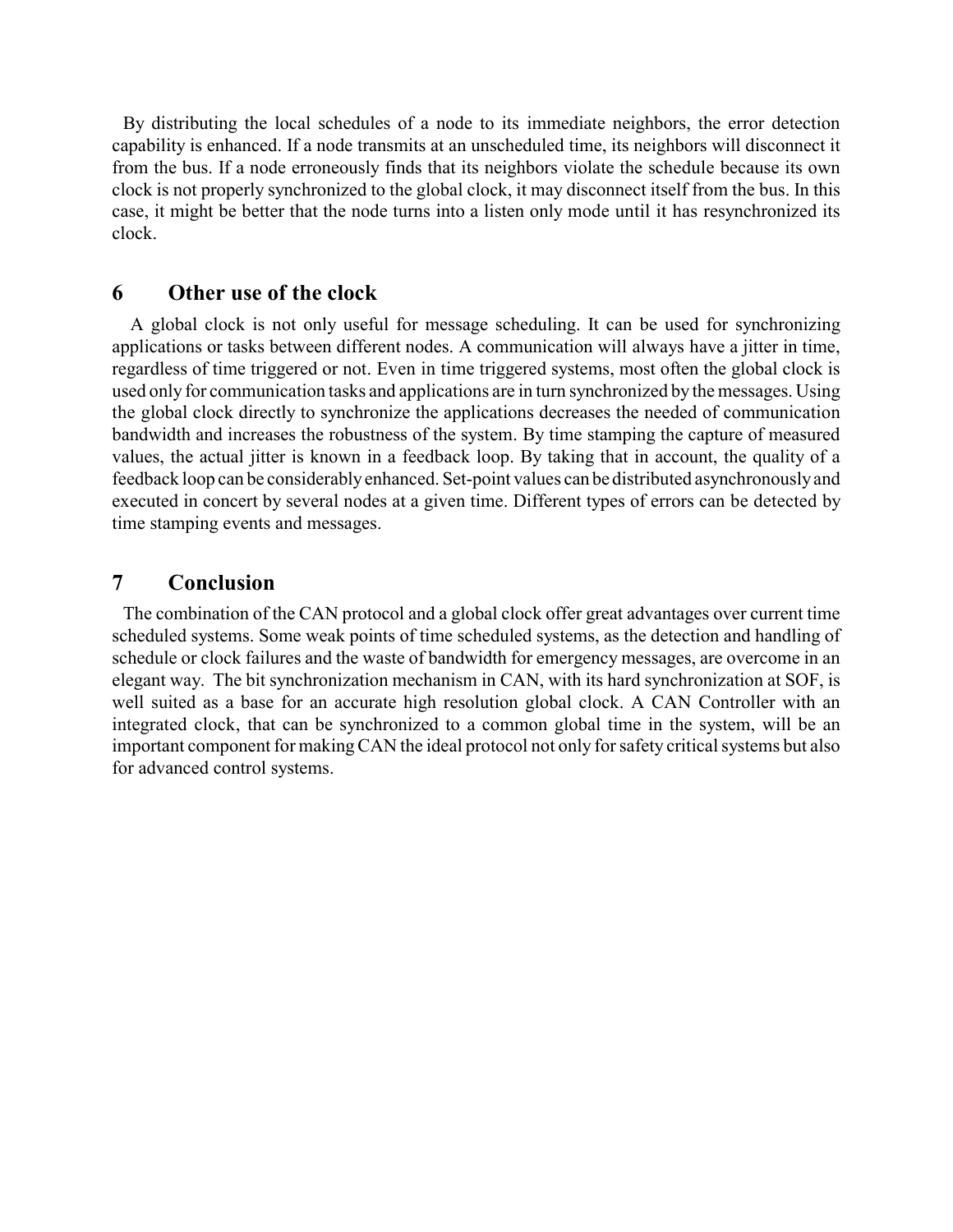By distributing the local schedules of a node to its immediate neighbors, the error detection capability is enhanced. If a node transmits at an unscheduled time, its neighbors will disconnect it from the bus. If a node erroneously finds that its neighbors violate the schedule because its own clock is not properly synchronized to the global clock, it may disconnect itself from the bus. In this case, it might be better that the node turns into a listen only mode until it has resynchronized its clock.

## 6 Other use of the clock

A global clock is not only useful for message scheduling. It can be used for synchronizing applications or tasks between different nodes. A communication will always have a jitter in time, regardless of time triggered or not. Even in time triggered systems, most often the global clock is used only for communication tasks and applications are in turn synchronized by the messages. Using the global clock directly to synchronize the applications decreases the needed of communication bandwidth and increases the robustness of the system. By time stamping the capture of measured values, the actual jitter is known in a feedback loop. By taking that in account, the quality of a feedback loop can be considerably enhanced. Set-point values can be distributed asynchronously and executed in concert by several nodes at a given time. Different types of errors can be detected by time stamping events and messages.

## 7 Conclusion

The combination of the CAN protocol and a global clock offer great advantages over current time scheduled systems. Some weak points of time scheduled systems, as the detection and handling of schedule or clock failures and the waste of bandwidth for emergency messages, are overcome in an elegant way. The bit synchronization mechanism in CAN, with its hard synchronization at SOF, is well suited as a base for an accurate high resolution global clock. A CAN Controller with an integrated clock, that can be synchronized to a common global time in the system, will be an important component for making CAN the ideal protocol not only for safety critical systems but also for advanced control systems.